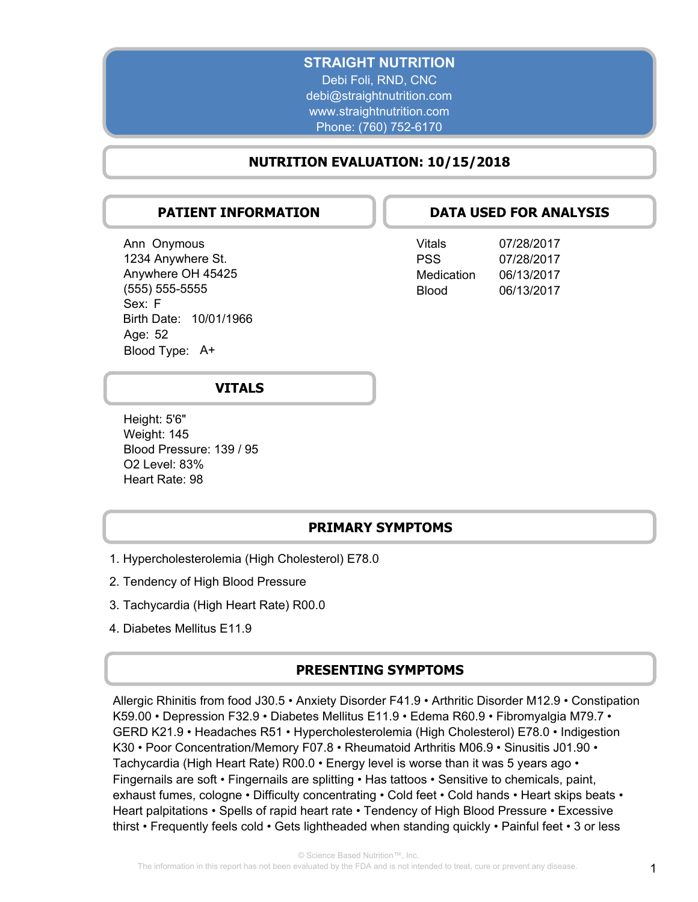# STRAIGHT NUTRITION

Debi Foli, RND, CNC
debi@straightnutrition.com
www.straightnutrition.com
Phone: (760) 752-6170

## NUTRITION EVALUATION: 10/15/2018

## PATIENT INFORMATION

Ann Onymous
1234 Anywhere St.
Anywhere OH 45425
(555) 555-5555
Sex: F
Birth Date: 10/01/1966
Age: 52
Blood Type: A+

## DATA USED FOR ANALYSIS

| | |
|---|---|
| Vitals | 07/28/2017 |
| PSS | 07/28/2017 |
| Medication | 06/13/2017 |
| Blood | 06/13/2017 |

## VITALS

Height: 5'6"
Weight: 145
Blood Pressure: 139 / 95
O2 Level: 83%
Heart Rate: 98

## PRIMARY SYMPTOMS

1. Hypercholesterolemia (High Cholesterol) E78.0
2. Tendency of High Blood Pressure
3. Tachycardia (High Heart Rate) R00.0
4. Diabetes Mellitus E11.9

## PRESENTING SYMPTOMS

Allergic Rhinitis from food J30.5 • Anxiety Disorder F41.9 • Arthritic Disorder M12.9 • Constipation K59.00 • Depression F32.9 • Diabetes Mellitus E11.9 • Edema R60.9 • Fibromyalgia M79.7 • GERD K21.9 • Headaches R51 • Hypercholesterolemia (High Cholesterol) E78.0 • Indigestion K30 • Poor Concentration/Memory F07.8 • Rheumatoid Arthritis M06.9 • Sinusitis J01.90 • Tachycardia (High Heart Rate) R00.0 • Energy level is worse than it was 5 years ago • Fingernails are soft • Fingernails are splitting • Has tattoos • Sensitive to chemicals, paint, exhaust fumes, cologne • Difficulty concentrating • Cold feet • Cold hands • Heart skips beats • Heart palpitations • Spells of rapid heart rate • Tendency of High Blood Pressure • Excessive thirst • Frequently feels cold • Gets lightheaded when standing quickly • Painful feet • 3 or less

© Science Based Nutrition™, Inc.
The information in this report has not been evaluated by the FDA and is not intended to treat, cure or prevent any disease.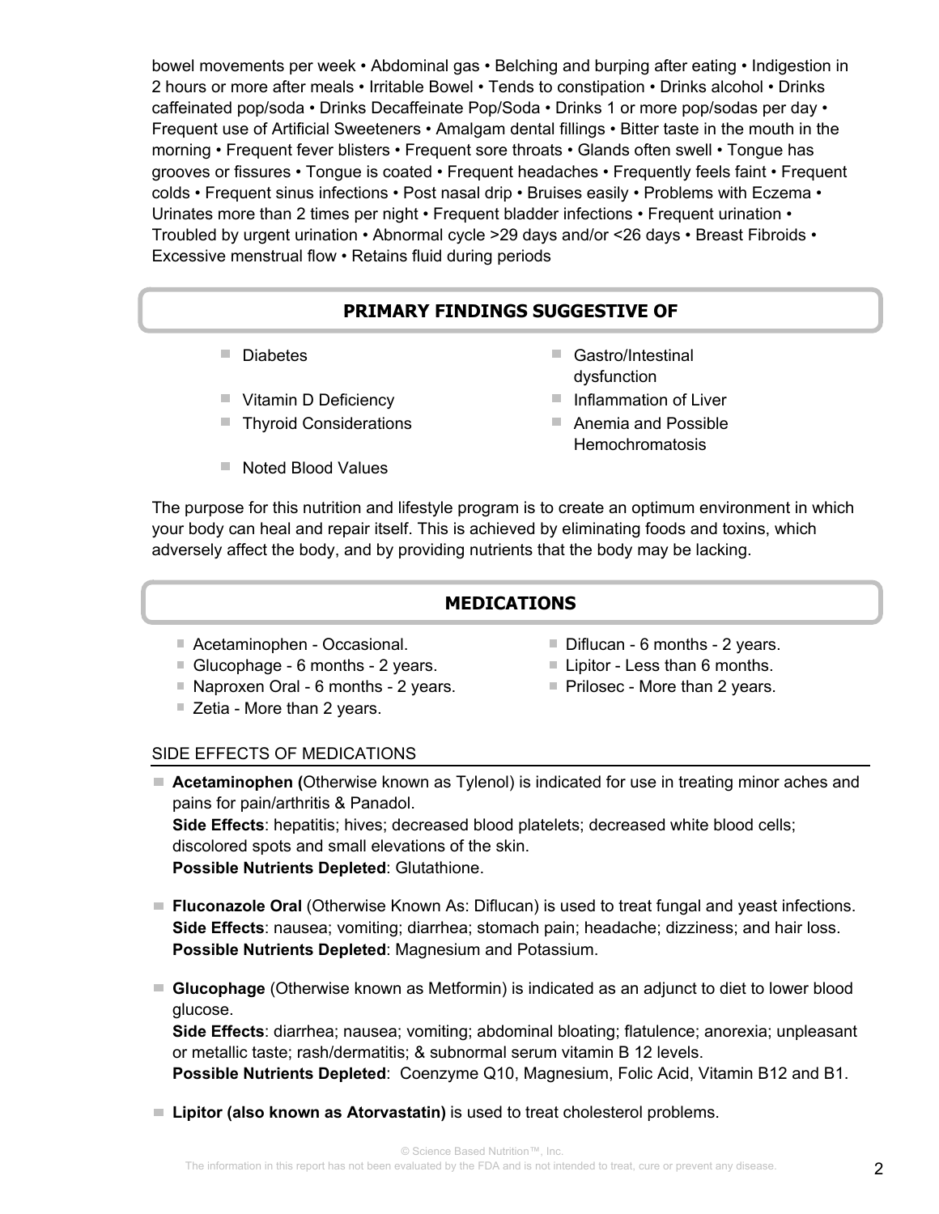bowel movements per week • Abdominal gas • Belching and burping after eating • Indigestion in 2 hours or more after meals • Irritable Bowel • Tends to constipation • Drinks alcohol • Drinks caffeinated pop/soda • Drinks Decaffeinate Pop/Soda • Drinks 1 or more pop/sodas per day • Frequent use of Artificial Sweeteners • Amalgam dental fillings • Bitter taste in the mouth in the morning • Frequent fever blisters • Frequent sore throats • Glands often swell • Tongue has grooves or fissures • Tongue is coated • Frequent headaches • Frequently feels faint • Frequent colds • Frequent sinus infections • Post nasal drip • Bruises easily • Problems with Eczema • Urinates more than 2 times per night • Frequent bladder infections • Frequent urination • Troubled by urgent urination • Abnormal cycle >29 days and/or <26 days • Breast Fibroids • Excessive menstrual flow • Retains fluid during periods

## PRIMARY FINDINGS SUGGESTIVE OF

- Diabetes
- Vitamin D Deficiency
- Thyroid Considerations
- Noted Blood Values
- Gastro/Intestinal dysfunction
- Inflammation of Liver
- Anemia and Possible Hemochromatosis

The purpose for this nutrition and lifestyle program is to create an optimum environment in which your body can heal and repair itself. This is achieved by eliminating foods and toxins, which adversely affect the body, and by providing nutrients that the body may be lacking.

## MEDICATIONS

- Acetaminophen - Occasional.
- Glucophage - 6 months - 2 years.
- Naproxen Oral - 6 months - 2 years.
- Zetia - More than 2 years.
- Diflucan - 6 months - 2 years.
- Lipitor - Less than 6 months.
- Prilosec - More than 2 years.

### SIDE EFFECTS OF MEDICATIONS

- **Acetaminophen (**Otherwise known as Tylenol) is indicated for use in treating minor aches and pains for pain/arthritis & Panadol.
  **Side Effects**: hepatitis; hives; decreased blood platelets; decreased white blood cells; discolored spots and small elevations of the skin.
  **Possible Nutrients Depleted**: Glutathione.

- **Fluconazole Oral** (Otherwise Known As: Diflucan) is used to treat fungal and yeast infections.
  **Side Effects**: nausea; vomiting; diarrhea; stomach pain; headache; dizziness; and hair loss.
  **Possible Nutrients Depleted**: Magnesium and Potassium.

- **Glucophage** (Otherwise known as Metformin) is indicated as an adjunct to diet to lower blood glucose.
  **Side Effects**: diarrhea; nausea; vomiting; abdominal bloating; flatulence; anorexia; unpleasant or metallic taste; rash/dermatitis; & subnormal serum vitamin B 12 levels.
  **Possible Nutrients Depleted**: Coenzyme Q10, Magnesium, Folic Acid, Vitamin B12 and B1.

- **Lipitor (also known as Atorvastatin)** is used to treat cholesterol problems.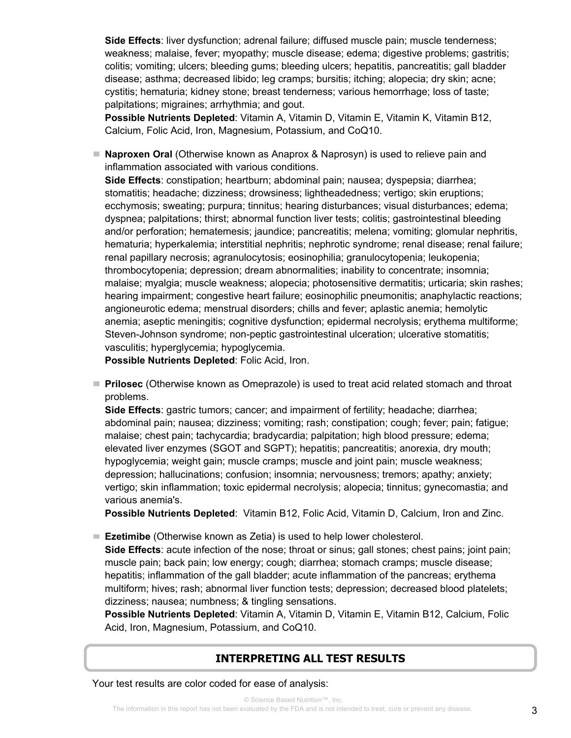**Side Effects**: liver dysfunction; adrenal failure; diffused muscle pain; muscle tenderness; weakness; malaise, fever; myopathy; muscle disease; edema; digestive problems; gastritis; colitis; vomiting; ulcers; bleeding gums; bleeding ulcers; hepatitis, pancreatitis; gall bladder disease; asthma; decreased libido; leg cramps; bursitis; itching; alopecia; dry skin; acne; cystitis; hematuria; kidney stone; breast tenderness; various hemorrhage; loss of taste; palpitations; migraines; arrhythmia; and gout.
**Possible Nutrients Depleted**: Vitamin A, Vitamin D, Vitamin E, Vitamin K, Vitamin B12, Calcium, Folic Acid, Iron, Magnesium, Potassium, and CoQ10.

- **Naproxen Oral** (Otherwise known as Anaprox & Naprosyn) is used to relieve pain and inflammation associated with various conditions.
  **Side Effects**: constipation; heartburn; abdominal pain; nausea; dyspepsia; diarrhea; stomatitis; headache; dizziness; drowsiness; lightheadedness; vertigo; skin eruptions; ecchymosis; sweating; purpura; tinnitus; hearing disturbances; visual disturbances; edema; dyspnea; palpitations; thirst; abnormal function liver tests; colitis; gastrointestinal bleeding and/or perforation; hematemesis; jaundice; pancreatitis; melena; vomiting; glomular nephritis, hematuria; hyperkalemia; interstitial nephritis; nephrotic syndrome; renal disease; renal failure; renal papillary necrosis; agranulocytosis; eosinophilia; granulocytopenia; leukopenia; thrombocytopenia; depression; dream abnormalities; inability to concentrate; insomnia; malaise; myalgia; muscle weakness; alopecia; photosensitive dermatitis; urticaria; skin rashes; hearing impairment; congestive heart failure; eosinophilic pneumonitis; anaphylactic reactions; angioneurotic edema; menstrual disorders; chills and fever; aplastic anemia; hemolytic anemia; aseptic meningitis; cognitive dysfunction; epidermal necrolysis; erythema multiforme; Steven-Johnson syndrome; non-peptic gastrointestinal ulceration; ulcerative stomatitis; vasculitis; hyperglycemia; hypoglycemia.
  **Possible Nutrients Depleted**: Folic Acid, Iron.

- **Prilosec** (Otherwise known as Omeprazole) is used to treat acid related stomach and throat problems.
  **Side Effects**: gastric tumors; cancer; and impairment of fertility; headache; diarrhea; abdominal pain; nausea; dizziness; vomiting; rash; constipation; cough; fever; pain; fatigue; malaise; chest pain; tachycardia; bradycardia; palpitation; high blood pressure; edema; elevated liver enzymes (SGOT and SGPT); hepatitis; pancreatitis; anorexia, dry mouth; hypoglycemia; weight gain; muscle cramps; muscle and joint pain; muscle weakness; depression; hallucinations; confusion; insomnia; nervousness; tremors; apathy; anxiety; vertigo; skin inflammation; toxic epidermal necrolysis; alopecia; tinnitus; gynecomastia; and various anemia's.
  **Possible Nutrients Depleted**: Vitamin B12, Folic Acid, Vitamin D, Calcium, Iron and Zinc.

- **Ezetimibe** (Otherwise known as Zetia) is used to help lower cholesterol.
  **Side Effects**: acute infection of the nose; throat or sinus; gall stones; chest pains; joint pain; muscle pain; back pain; low energy; cough; diarrhea; stomach cramps; muscle disease; hepatitis; inflammation of the gall bladder; acute inflammation of the pancreas; erythema multiform; hives; rash; abnormal liver function tests; depression; decreased blood platelets; dizziness; nausea; numbness; & tingling sensations.
  **Possible Nutrients Depleted**: Vitamin A, Vitamin D, Vitamin E, Vitamin B12, Calcium, Folic Acid, Iron, Magnesium, Potassium, and CoQ10.

## INTERPRETING ALL TEST RESULTS

Your test results are color coded for ease of analysis:

© Science Based Nutrition™, Inc.
The information in this report has not been evaluated by the FDA and is not intended to treat, cure or prevent any disease.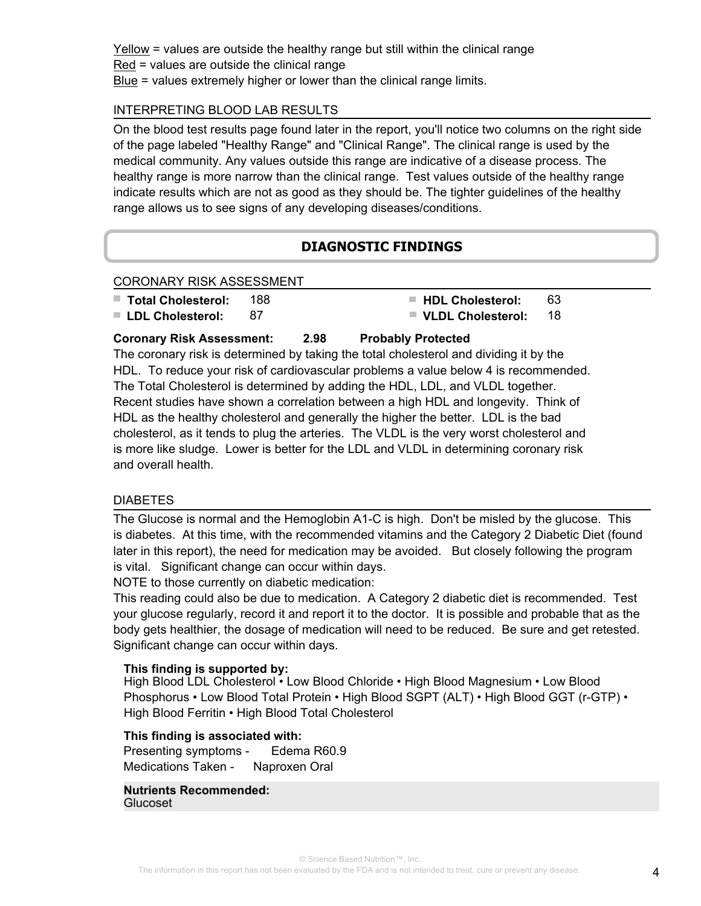Yellow = values are outside the healthy range but still within the clinical range
Red = values are outside the clinical range
Blue = values extremely higher or lower than the clinical range limits.

### INTERPRETING BLOOD LAB RESULTS

On the blood test results page found later in the report, you'll notice two columns on the right side of the page labeled "Healthy Range" and "Clinical Range". The clinical range is used by the medical community. Any values outside this range are indicative of a disease process. The healthy range is more narrow than the clinical range. Test values outside of the healthy range indicate results which are not as good as they should be. The tighter guidelines of the healthy range allows us to see signs of any developing diseases/conditions.

## DIAGNOSTIC FINDINGS

### CORONARY RISK ASSESSMENT

- **Total Cholesterol:** 188
- **LDL Cholesterol:** 87
- **HDL Cholesterol:** 63
- **VLDL Cholesterol:** 18

**Coronary Risk Assessment: 2.98 Probably Protected**

The coronary risk is determined by taking the total cholesterol and dividing it by the HDL. To reduce your risk of cardiovascular problems a value below 4 is recommended. The Total Cholesterol is determined by adding the HDL, LDL, and VLDL together. Recent studies have shown a correlation between a high HDL and longevity. Think of HDL as the healthy cholesterol and generally the higher the better. LDL is the bad cholesterol, as it tends to plug the arteries. The VLDL is the very worst cholesterol and is more like sludge. Lower is better for the LDL and VLDL in determining coronary risk and overall health.

### DIABETES

The Glucose is normal and the Hemoglobin A1-C is high. Don't be misled by the glucose. This is diabetes. At this time, with the recommended vitamins and the Category 2 Diabetic Diet (found later in this report), the need for medication may be avoided. But closely following the program is vital. Significant change can occur within days.

NOTE to those currently on diabetic medication:

This reading could also be due to medication. A Category 2 diabetic diet is recommended. Test your glucose regularly, record it and report it to the doctor. It is possible and probable that as the body gets healthier, the dosage of medication will need to be reduced. Be sure and get retested. Significant change can occur within days.

**This finding is supported by:**
High Blood LDL Cholesterol • Low Blood Chloride • High Blood Magnesium • Low Blood Phosphorus • Low Blood Total Protein • High Blood SGPT (ALT) • High Blood GGT (r-GTP) • High Blood Ferritin • High Blood Total Cholesterol

**This finding is associated with:**
Presenting symptoms - Edema R60.9
Medications Taken - Naproxen Oral

**Nutrients Recommended:**
Glucoset

© Science Based Nutrition™, Inc.
The information in this report has not been evaluated by the FDA and is not intended to treat, cure or prevent any disease.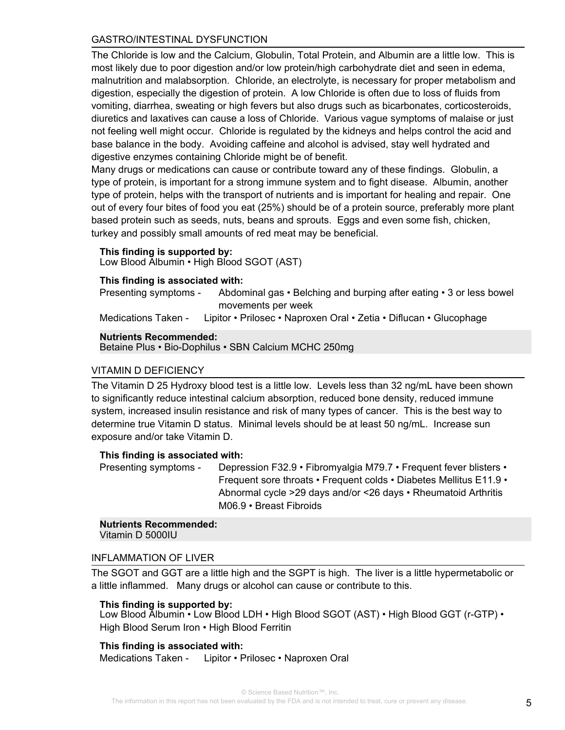## GASTRO/INTESTINAL DYSFUNCTION

The Chloride is low and the Calcium, Globulin, Total Protein, and Albumin are a little low. This is most likely due to poor digestion and/or low protein/high carbohydrate diet and seen in edema, malnutrition and malabsorption. Chloride, an electrolyte, is necessary for proper metabolism and digestion, especially the digestion of protein. A low Chloride is often due to loss of fluids from vomiting, diarrhea, sweating or high fevers but also drugs such as bicarbonates, corticosteroids, diuretics and laxatives can cause a loss of Chloride. Various vague symptoms of malaise or just not feeling well might occur. Chloride is regulated by the kidneys and helps control the acid and base balance in the body. Avoiding caffeine and alcohol is advised, stay well hydrated and digestive enzymes containing Chloride might be of benefit.
Many drugs or medications can cause or contribute toward any of these findings. Globulin, a type of protein, is important for a strong immune system and to fight disease. Albumin, another type of protein, helps with the transport of nutrients and is important for healing and repair. One out of every four bites of food you eat (25%) should be of a protein source, preferably more plant based protein such as seeds, nuts, beans and sprouts. Eggs and even some fish, chicken, turkey and possibly small amounts of red meat may be beneficial.

**This finding is supported by:**
Low Blood Albumin • High Blood SGOT (AST)

**This finding is associated with:**
Presenting symptoms - Abdominal gas • Belching and burping after eating • 3 or less bowel movements per week
Medications Taken - Lipitor • Prilosec • Naproxen Oral • Zetia • Diflucan • Glucophage

**Nutrients Recommended:**
Betaine Plus • Bio-Dophilus • SBN Calcium MCHC 250mg

## VITAMIN D DEFICIENCY

The Vitamin D 25 Hydroxy blood test is a little low. Levels less than 32 ng/mL have been shown to significantly reduce intestinal calcium absorption, reduced bone density, reduced immune system, increased insulin resistance and risk of many types of cancer. This is the best way to determine true Vitamin D status. Minimal levels should be at least 50 ng/mL. Increase sun exposure and/or take Vitamin D.

**This finding is associated with:**
Presenting symptoms - Depression F32.9 • Fibromyalgia M79.7 • Frequent fever blisters • Frequent sore throats • Frequent colds • Diabetes Mellitus E11.9 • Abnormal cycle >29 days and/or <26 days • Rheumatoid Arthritis M06.9 • Breast Fibroids

**Nutrients Recommended:**
Vitamin D 5000IU

## INFLAMMATION OF LIVER

The SGOT and GGT are a little high and the SGPT is high. The liver is a little hypermetabolic or a little inflammed. Many drugs or alcohol can cause or contribute to this.

**This finding is supported by:**
Low Blood Albumin • Low Blood LDH • High Blood SGOT (AST) • High Blood GGT (r-GTP) • High Blood Serum Iron • High Blood Ferritin

**This finding is associated with:**
Medications Taken - Lipitor • Prilosec • Naproxen Oral

© Science Based Nutrition™, Inc.
The information in this report has not been evaluated by the FDA and is not intended to treat, cure or prevent any disease.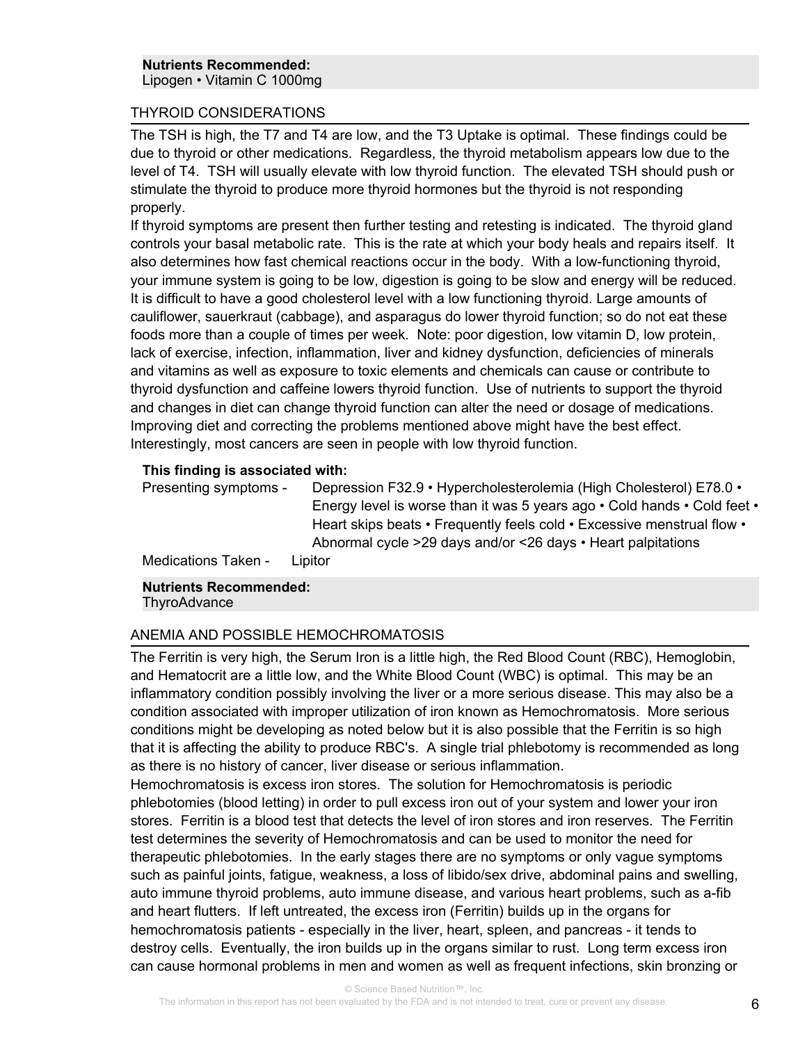**Nutrients Recommended:**
Lipogen • Vitamin C 1000mg

## THYROID CONSIDERATIONS

The TSH is high, the T7 and T4 are low, and the T3 Uptake is optimal. These findings could be due to thyroid or other medications. Regardless, the thyroid metabolism appears low due to the level of T4. TSH will usually elevate with low thyroid function. The elevated TSH should push or stimulate the thyroid to produce more thyroid hormones but the thyroid is not responding properly.

If thyroid symptoms are present then further testing and retesting is indicated. The thyroid gland controls your basal metabolic rate. This is the rate at which your body heals and repairs itself. It also determines how fast chemical reactions occur in the body. With a low-functioning thyroid, your immune system is going to be low, digestion is going to be slow and energy will be reduced. It is difficult to have a good cholesterol level with a low functioning thyroid. Large amounts of cauliflower, sauerkraut (cabbage), and asparagus do lower thyroid function; so do not eat these foods more than a couple of times per week. Note: poor digestion, low vitamin D, low protein, lack of exercise, infection, inflammation, liver and kidney dysfunction, deficiencies of minerals and vitamins as well as exposure to toxic elements and chemicals can cause or contribute to thyroid dysfunction and caffeine lowers thyroid function. Use of nutrients to support the thyroid and changes in diet can change thyroid function can alter the need or dosage of medications. Improving diet and correcting the problems mentioned above might have the best effect. Interestingly, most cancers are seen in people with low thyroid function.

**This finding is associated with:**

Presenting symptoms - Depression F32.9 • Hypercholesterolemia (High Cholesterol) E78.0 • Energy level is worse than it was 5 years ago • Cold hands • Cold feet • Heart skips beats • Frequently feels cold • Excessive menstrual flow • Abnormal cycle >29 days and/or <26 days • Heart palpitations

Medications Taken - Lipitor

**Nutrients Recommended:**
ThyroAdvance

## ANEMIA AND POSSIBLE HEMOCHROMATOSIS

The Ferritin is very high, the Serum Iron is a little high, the Red Blood Count (RBC), Hemoglobin, and Hematocrit are a little low, and the White Blood Count (WBC) is optimal. This may be an inflammatory condition possibly involving the liver or a more serious disease. This may also be a condition associated with improper utilization of iron known as Hemochromatosis. More serious conditions might be developing as noted below but it is also possible that the Ferritin is so high that it is affecting the ability to produce RBC's. A single trial phlebotomy is recommended as long as there is no history of cancer, liver disease or serious inflammation.

Hemochromatosis is excess iron stores. The solution for Hemochromatosis is periodic phlebotomies (blood letting) in order to pull excess iron out of your system and lower your iron stores. Ferritin is a blood test that detects the level of iron stores and iron reserves. The Ferritin test determines the severity of Hemochromatosis and can be used to monitor the need for therapeutic phlebotomies. In the early stages there are no symptoms or only vague symptoms such as painful joints, fatigue, weakness, a loss of libido/sex drive, abdominal pains and swelling, auto immune thyroid problems, auto immune disease, and various heart problems, such as a-fib and heart flutters. If left untreated, the excess iron (Ferritin) builds up in the organs for hemochromatosis patients - especially in the liver, heart, spleen, and pancreas - it tends to destroy cells. Eventually, the iron builds up in the organs similar to rust. Long term excess iron can cause hormonal problems in men and women as well as frequent infections, skin bronzing or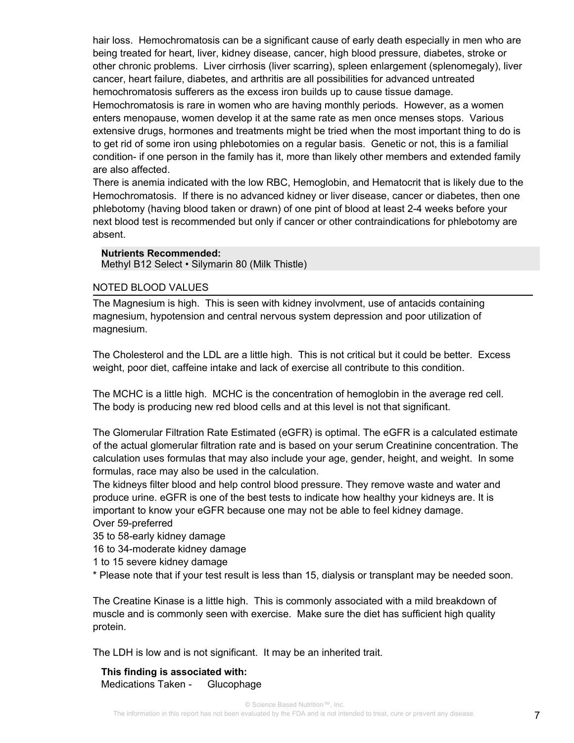hair loss. Hemochromatosis can be a significant cause of early death especially in men who are being treated for heart, liver, kidney disease, cancer, high blood pressure, diabetes, stroke or other chronic problems. Liver cirrhosis (liver scarring), spleen enlargement (splenomegaly), liver cancer, heart failure, diabetes, and arthritis are all possibilities for advanced untreated hemochromatosis sufferers as the excess iron builds up to cause tissue damage.
Hemochromatosis is rare in women who are having monthly periods. However, as a women enters menopause, women develop it at the same rate as men once menses stops. Various extensive drugs, hormones and treatments might be tried when the most important thing to do is to get rid of some iron using phlebotomies on a regular basis. Genetic or not, this is a familial condition- if one person in the family has it, more than likely other members and extended family are also affected.
There is anemia indicated with the low RBC, Hemoglobin, and Hematocrit that is likely due to the Hemochromatosis. If there is no advanced kidney or liver disease, cancer or diabetes, then one phlebotomy (having blood taken or drawn) of one pint of blood at least 2-4 weeks before your next blood test is recommended but only if cancer or other contraindications for phlebotomy are absent.

**Nutrients Recommended:**
Methyl B12 Select • Silymarin 80 (Milk Thistle)

## NOTED BLOOD VALUES

The Magnesium is high. This is seen with kidney involvment, use of antacids containing magnesium, hypotension and central nervous system depression and poor utilization of magnesium.

The Cholesterol and the LDL are a little high. This is not critical but it could be better. Excess weight, poor diet, caffeine intake and lack of exercise all contribute to this condition.

The MCHC is a little high. MCHC is the concentration of hemoglobin in the average red cell. The body is producing new red blood cells and at this level is not that significant.

The Glomerular Filtration Rate Estimated (eGFR) is optimal. The eGFR is a calculated estimate of the actual glomerular filtration rate and is based on your serum Creatinine concentration. The calculation uses formulas that may also include your age, gender, height, and weight. In some formulas, race may also be used in the calculation.
The kidneys filter blood and help control blood pressure. They remove waste and water and produce urine. eGFR is one of the best tests to indicate how healthy your kidneys are. It is important to know your eGFR because one may not be able to feel kidney damage.
Over 59-preferred
35 to 58-early kidney damage
16 to 34-moderate kidney damage
1 to 15 severe kidney damage
* Please note that if your test result is less than 15, dialysis or transplant may be needed soon.

The Creatine Kinase is a little high. This is commonly associated with a mild breakdown of muscle and is commonly seen with exercise. Make sure the diet has sufficient high quality protein.

The LDH is low and is not significant. It may be an inherited trait.

**This finding is associated with:**
Medications Taken - Glucophage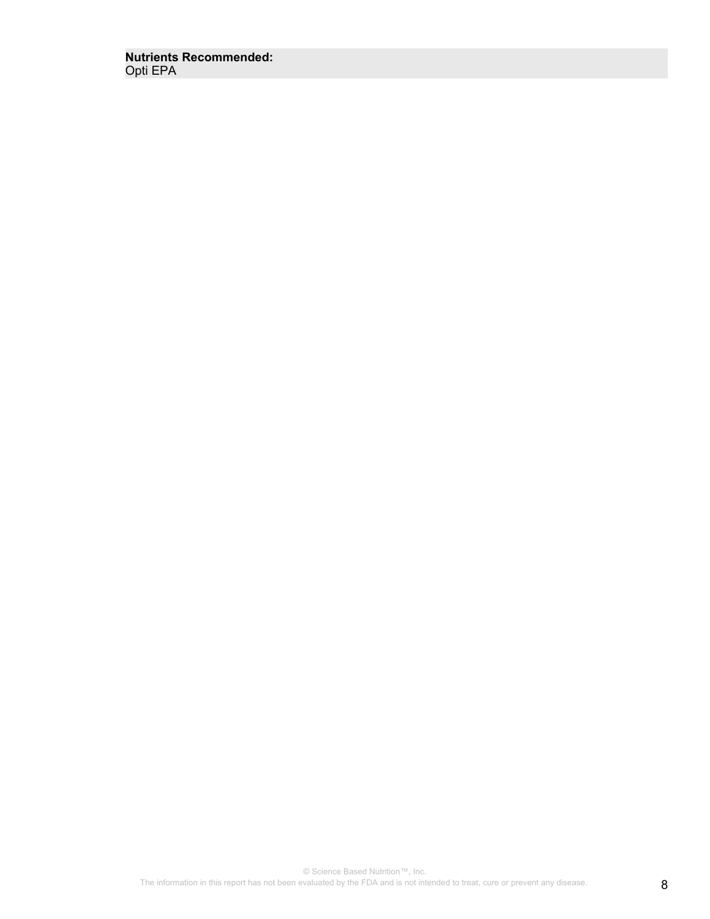**Nutrients Recommended:**
Opti EPA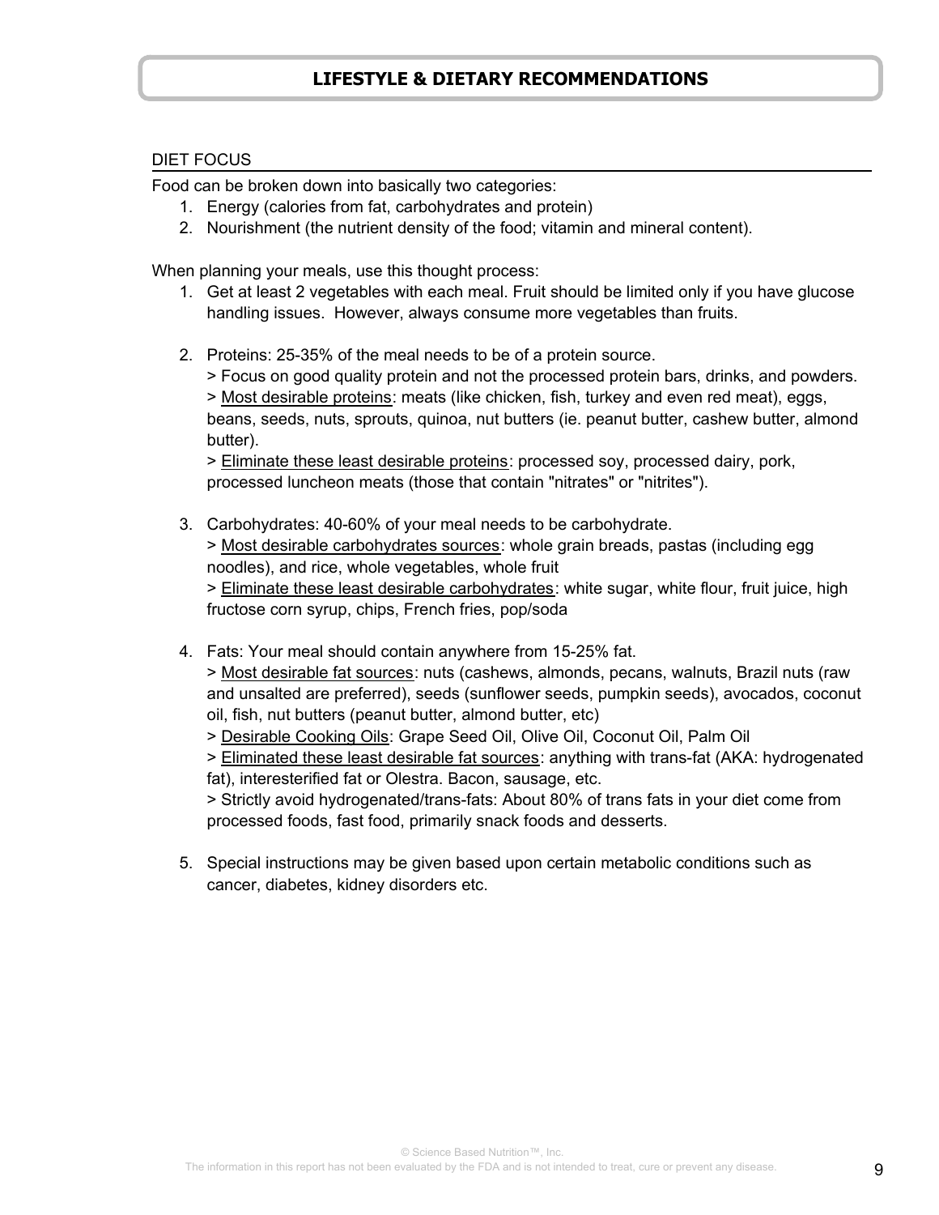# LIFESTYLE & DIETARY RECOMMENDATIONS

## DIET FOCUS

Food can be broken down into basically two categories:

1. Energy (calories from fat, carbohydrates and protein)
2. Nourishment (the nutrient density of the food; vitamin and mineral content).

When planning your meals, use this thought process:

1. Get at least 2 vegetables with each meal. Fruit should be limited only if you have glucose handling issues. However, always consume more vegetables than fruits.

2. Proteins: 25-35% of the meal needs to be of a protein source.
   > Focus on good quality protein and not the processed protein bars, drinks, and powders.
   > Most desirable proteins: meats (like chicken, fish, turkey and even red meat), eggs, beans, seeds, nuts, sprouts, quinoa, nut butters (ie. peanut butter, cashew butter, almond butter).
   > Eliminate these least desirable proteins: processed soy, processed dairy, pork, processed luncheon meats (those that contain "nitrates" or "nitrites").

3. Carbohydrates: 40-60% of your meal needs to be carbohydrate.
   > Most desirable carbohydrates sources: whole grain breads, pastas (including egg noodles), and rice, whole vegetables, whole fruit
   > Eliminate these least desirable carbohydrates: white sugar, white flour, fruit juice, high fructose corn syrup, chips, French fries, pop/soda

4. Fats: Your meal should contain anywhere from 15-25% fat.
   > Most desirable fat sources: nuts (cashews, almonds, pecans, walnuts, Brazil nuts (raw and unsalted are preferred), seeds (sunflower seeds, pumpkin seeds), avocados, coconut oil, fish, nut butters (peanut butter, almond butter, etc)
   > Desirable Cooking Oils: Grape Seed Oil, Olive Oil, Coconut Oil, Palm Oil
   > Eliminated these least desirable fat sources: anything with trans-fat (AKA: hydrogenated fat), interesterified fat or Olestra. Bacon, sausage, etc.
   > Strictly avoid hydrogenated/trans-fats: About 80% of trans fats in your diet come from processed foods, fast food, primarily snack foods and desserts.

5. Special instructions may be given based upon certain metabolic conditions such as cancer, diabetes, kidney disorders etc.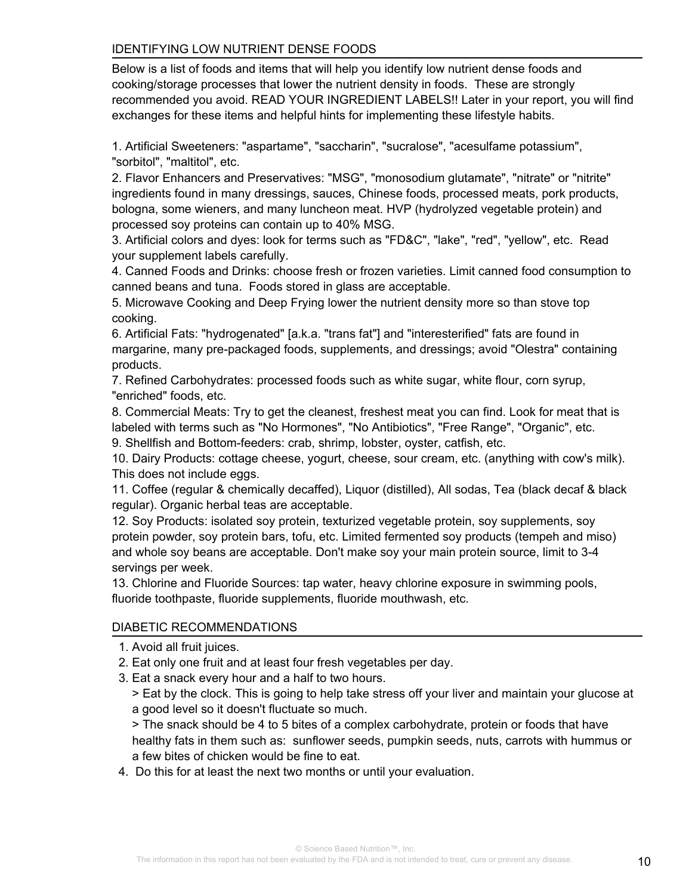## IDENTIFYING LOW NUTRIENT DENSE FOODS

Below is a list of foods and items that will help you identify low nutrient dense foods and cooking/storage processes that lower the nutrient density in foods. These are strongly recommended you avoid. READ YOUR INGREDIENT LABELS!! Later in your report, you will find exchanges for these items and helpful hints for implementing these lifestyle habits.

1. Artificial Sweeteners: "aspartame", "saccharin", "sucralose", "acesulfame potassium", "sorbitol", "maltitol", etc.
2. Flavor Enhancers and Preservatives: "MSG", "monosodium glutamate", "nitrate" or "nitrite" ingredients found in many dressings, sauces, Chinese foods, processed meats, pork products, bologna, some wieners, and many luncheon meat. HVP (hydrolyzed vegetable protein) and processed soy proteins can contain up to 40% MSG.
3. Artificial colors and dyes: look for terms such as "FD&C", "lake", "red", "yellow", etc. Read your supplement labels carefully.
4. Canned Foods and Drinks: choose fresh or frozen varieties. Limit canned food consumption to canned beans and tuna. Foods stored in glass are acceptable.
5. Microwave Cooking and Deep Frying lower the nutrient density more so than stove top cooking.
6. Artificial Fats: "hydrogenated" [a.k.a. "trans fat"] and "interesterified" fats are found in margarine, many pre-packaged foods, supplements, and dressings; avoid "Olestra" containing products.
7. Refined Carbohydrates: processed foods such as white sugar, white flour, corn syrup, "enriched" foods, etc.
8. Commercial Meats: Try to get the cleanest, freshest meat you can find. Look for meat that is labeled with terms such as "No Hormones", "No Antibiotics", "Free Range", "Organic", etc.
9. Shellfish and Bottom-feeders: crab, shrimp, lobster, oyster, catfish, etc.
10. Dairy Products: cottage cheese, yogurt, cheese, sour cream, etc. (anything with cow's milk). This does not include eggs.
11. Coffee (regular & chemically decaffed), Liquor (distilled), All sodas, Tea (black decaf & black regular). Organic herbal teas are acceptable.
12. Soy Products: isolated soy protein, texturized vegetable protein, soy supplements, soy protein powder, soy protein bars, tofu, etc. Limited fermented soy products (tempeh and miso) and whole soy beans are acceptable. Don't make soy your main protein source, limit to 3-4 servings per week.
13. Chlorine and Fluoride Sources: tap water, heavy chlorine exposure in swimming pools, fluoride toothpaste, fluoride supplements, fluoride mouthwash, etc.

## DIABETIC RECOMMENDATIONS

1. Avoid all fruit juices.
2. Eat only one fruit and at least four fresh vegetables per day.
3. Eat a snack every hour and a half to two hours.
   > Eat by the clock. This is going to help take stress off your liver and maintain your glucose at a good level so it doesn't fluctuate so much.
   > The snack should be 4 to 5 bites of a complex carbohydrate, protein or foods that have healthy fats in them such as: sunflower seeds, pumpkin seeds, nuts, carrots with hummus or a few bites of chicken would be fine to eat.
4. Do this for at least the next two months or until your evaluation.

© Science Based Nutrition™, Inc.
The information in this report has not been evaluated by the FDA and is not intended to treat, cure or prevent any disease.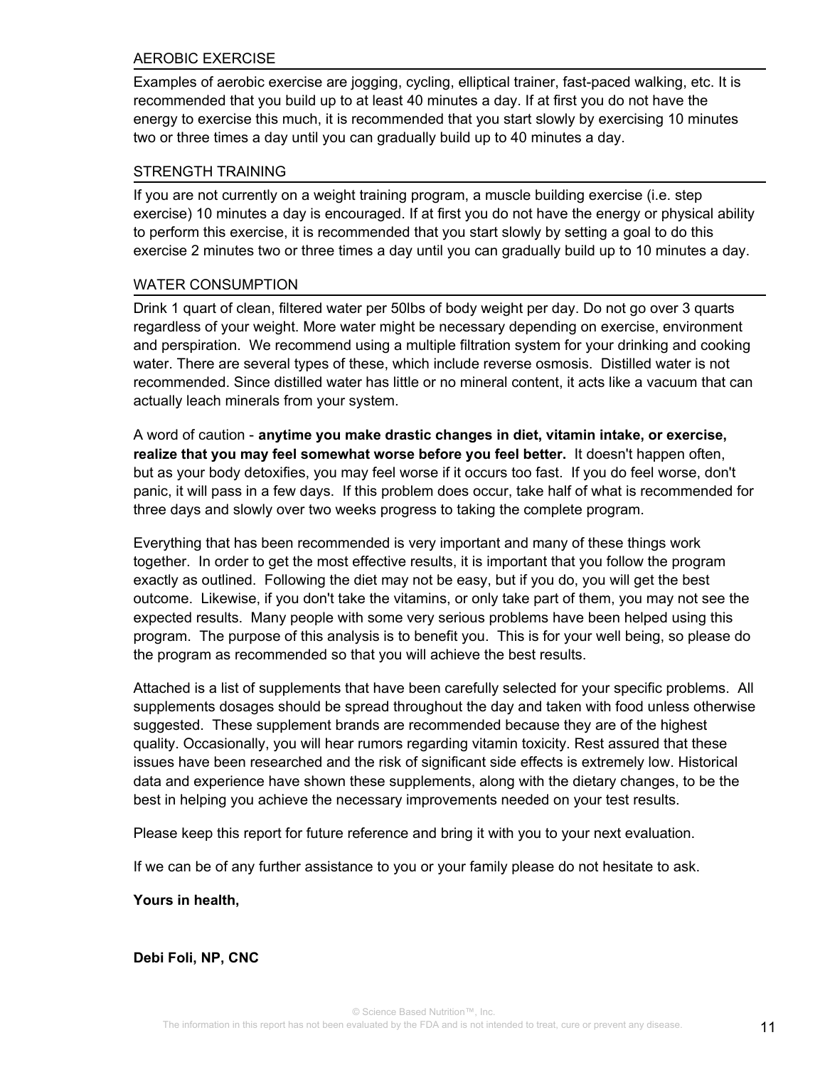## AEROBIC EXERCISE

Examples of aerobic exercise are jogging, cycling, elliptical trainer, fast-paced walking, etc. It is recommended that you build up to at least 40 minutes a day. If at first you do not have the energy to exercise this much, it is recommended that you start slowly by exercising 10 minutes two or three times a day until you can gradually build up to 40 minutes a day.

## STRENGTH TRAINING

If you are not currently on a weight training program, a muscle building exercise (i.e. step exercise) 10 minutes a day is encouraged. If at first you do not have the energy or physical ability to perform this exercise, it is recommended that you start slowly by setting a goal to do this exercise 2 minutes two or three times a day until you can gradually build up to 10 minutes a day.

## WATER CONSUMPTION

Drink 1 quart of clean, filtered water per 50lbs of body weight per day. Do not go over 3 quarts regardless of your weight. More water might be necessary depending on exercise, environment and perspiration. We recommend using a multiple filtration system for your drinking and cooking water. There are several types of these, which include reverse osmosis. Distilled water is not recommended. Since distilled water has little or no mineral content, it acts like a vacuum that can actually leach minerals from your system.

A word of caution - **anytime you make drastic changes in diet, vitamin intake, or exercise, realize that you may feel somewhat worse before you feel better.** It doesn't happen often, but as your body detoxifies, you may feel worse if it occurs too fast. If you do feel worse, don't panic, it will pass in a few days. If this problem does occur, take half of what is recommended for three days and slowly over two weeks progress to taking the complete program.

Everything that has been recommended is very important and many of these things work together. In order to get the most effective results, it is important that you follow the program exactly as outlined. Following the diet may not be easy, but if you do, you will get the best outcome. Likewise, if you don't take the vitamins, or only take part of them, you may not see the expected results. Many people with some very serious problems have been helped using this program. The purpose of this analysis is to benefit you. This is for your well being, so please do the program as recommended so that you will achieve the best results.

Attached is a list of supplements that have been carefully selected for your specific problems. All supplements dosages should be spread throughout the day and taken with food unless otherwise suggested. These supplement brands are recommended because they are of the highest quality. Occasionally, you will hear rumors regarding vitamin toxicity. Rest assured that these issues have been researched and the risk of significant side effects is extremely low. Historical data and experience have shown these supplements, along with the dietary changes, to be the best in helping you achieve the necessary improvements needed on your test results.

Please keep this report for future reference and bring it with you to your next evaluation.

If we can be of any further assistance to you or your family please do not hesitate to ask.

**Yours in health,**

**Debi Foli, NP, CNC**

© Science Based Nutrition™, Inc.
The information in this report has not been evaluated by the FDA and is not intended to treat, cure or prevent any disease.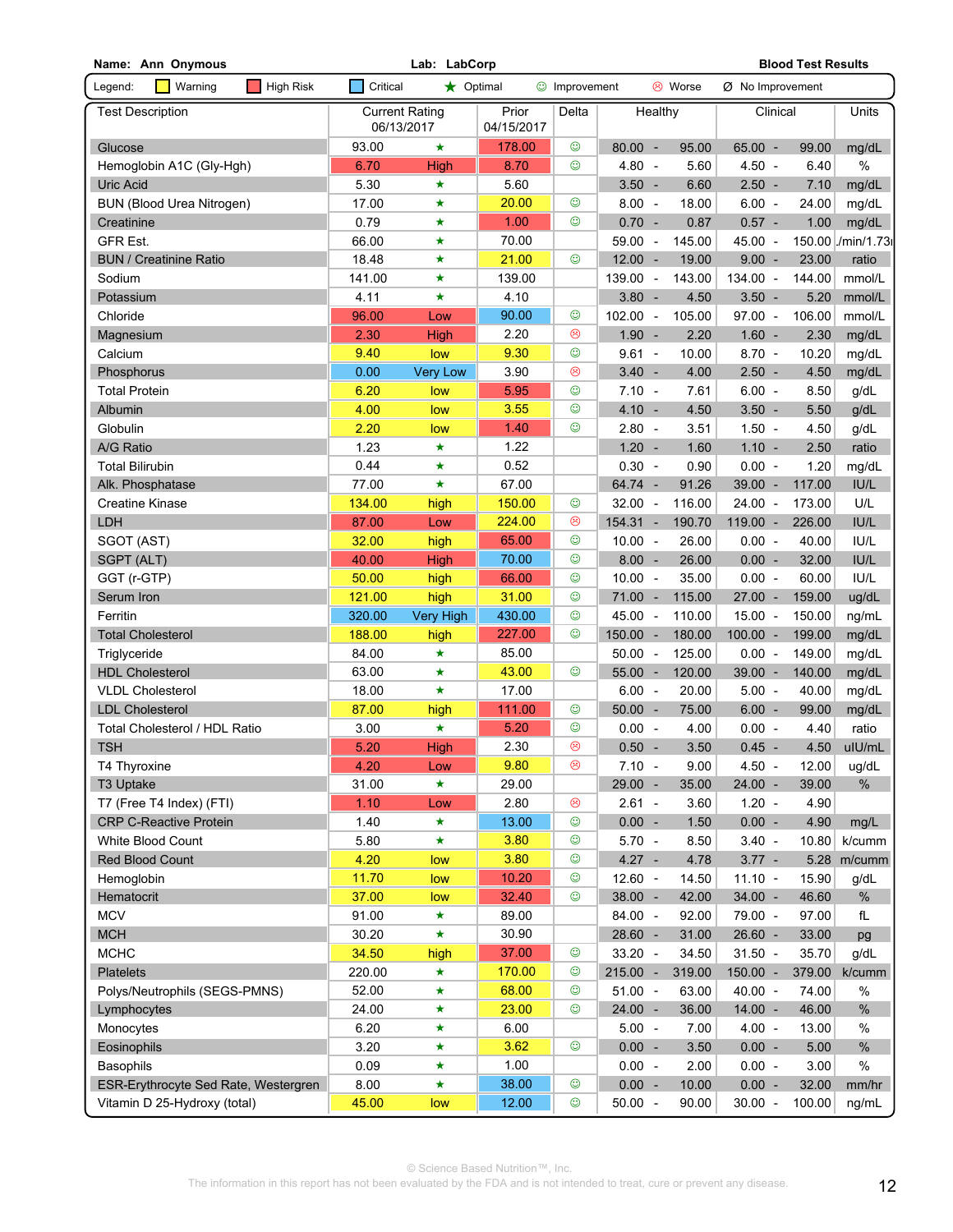**Name:** Ann Onymous **Lab:** LabCorp **Blood Test Results**

Legend: Warning | High Risk | Critical | ★ Optimal | ☺ Improvement | ☹ Worse | Ø No Improvement

| Test Description | Current Rating 06/13/2017 | | Prior 04/15/2017 | Delta | Healthy | Clinical | Units |
|---|---|---|---|---|---|---|---|
| Glucose | 93.00 | ★ | 178.00 | ☺ | 80.00 - 95.00 | 65.00 - 99.00 | mg/dL |
| Hemoglobin A1C (Gly-Hgh) | 6.70 | High | 8.70 | ☺ | 4.80 - 5.60 | 4.50 - 6.40 | % |
| Uric Acid | 5.30 | ★ | 5.60 | | 3.50 - 6.60 | 2.50 - 7.10 | mg/dL |
| BUN (Blood Urea Nitrogen) | 17.00 | ★ | 20.00 | ☺ | 8.00 - 18.00 | 6.00 - 24.00 | mg/dL |
| Creatinine | 0.79 | ★ | 1.00 | ☺ | 0.70 - 0.87 | 0.57 - 1.00 | mg/dL |
| GFR Est. | 66.00 | ★ | 70.00 | | 59.00 - 145.00 | 45.00 - 150.00 | ./min/1.73 |
| BUN / Creatinine Ratio | 18.48 | ★ | 21.00 | ☺ | 12.00 - 19.00 | 9.00 - 23.00 | ratio |
| Sodium | 141.00 | ★ | 139.00 | | 139.00 - 143.00 | 134.00 - 144.00 | mmol/L |
| Potassium | 4.11 | ★ | 4.10 | | 3.80 - 4.50 | 3.50 - 5.20 | mmol/L |
| Chloride | 96.00 | Low | 90.00 | ☺ | 102.00 - 105.00 | 97.00 - 106.00 | mmol/L |
| Magnesium | 2.30 | High | 2.20 | ☹ | 1.90 - 2.20 | 1.60 - 2.30 | mg/dL |
| Calcium | 9.40 | low | 9.30 | ☺ | 9.61 - 10.00 | 8.70 - 10.20 | mg/dL |
| Phosphorus | 0.00 | Very Low | 3.90 | ☹ | 3.40 - 4.00 | 2.50 - 4.50 | mg/dL |
| Total Protein | 6.20 | low | 5.95 | ☺ | 7.10 - 7.61 | 6.00 - 8.50 | g/dL |
| Albumin | 4.00 | low | 3.55 | ☺ | 4.10 - 4.50 | 3.50 - 5.50 | g/dL |
| Globulin | 2.20 | low | 1.40 | ☺ | 2.80 - 3.51 | 1.50 - 4.50 | g/dL |
| A/G Ratio | 1.23 | ★ | 1.22 | | 1.20 - 1.60 | 1.10 - 2.50 | ratio |
| Total Bilirubin | 0.44 | ★ | 0.52 | | 0.30 - 0.90 | 0.00 - 1.20 | mg/dL |
| Alk. Phosphatase | 77.00 | ★ | 67.00 | | 64.74 - 91.26 | 39.00 - 117.00 | IU/L |
| Creatine Kinase | 134.00 | high | 150.00 | ☺ | 32.00 - 116.00 | 24.00 - 173.00 | U/L |
| LDH | 87.00 | Low | 224.00 | ☹ | 154.31 - 190.70 | 119.00 - 226.00 | IU/L |
| SGOT (AST) | 32.00 | high | 65.00 | ☺ | 10.00 - 26.00 | 0.00 - 40.00 | IU/L |
| SGPT (ALT) | 40.00 | High | 70.00 | ☺ | 8.00 - 26.00 | 0.00 - 32.00 | IU/L |
| GGT (r-GTP) | 50.00 | high | 66.00 | ☺ | 10.00 - 35.00 | 0.00 - 60.00 | IU/L |
| Serum Iron | 121.00 | high | 31.00 | ☺ | 71.00 - 115.00 | 27.00 - 159.00 | ug/dL |
| Ferritin | 320.00 | Very High | 430.00 | ☺ | 45.00 - 110.00 | 15.00 - 150.00 | ng/mL |
| Total Cholesterol | 188.00 | high | 227.00 | ☺ | 150.00 - 180.00 | 100.00 - 199.00 | mg/dL |
| Triglyceride | 84.00 | ★ | 85.00 | | 50.00 - 125.00 | 0.00 - 149.00 | mg/dL |
| HDL Cholesterol | 63.00 | ★ | 43.00 | ☺ | 55.00 - 120.00 | 39.00 - 140.00 | mg/dL |
| VLDL Cholesterol | 18.00 | ★ | 17.00 | | 6.00 - 20.00 | 5.00 - 40.00 | mg/dL |
| LDL Cholesterol | 87.00 | high | 111.00 | ☺ | 50.00 - 75.00 | 6.00 - 99.00 | mg/dL |
| Total Cholesterol / HDL Ratio | 3.00 | ★ | 5.20 | ☺ | 0.00 - 4.00 | 0.00 - 4.40 | ratio |
| TSH | 5.20 | High | 2.30 | ☹ | 0.50 - 3.50 | 0.45 - 4.50 | uIU/mL |
| T4 Thyroxine | 4.20 | Low | 9.80 | ☹ | 7.10 - 9.00 | 4.50 - 12.00 | ug/dL |
| T3 Uptake | 31.00 | ★ | 29.00 | | 29.00 - 35.00 | 24.00 - 39.00 | % |
| T7 (Free T4 Index) (FTI) | 1.10 | Low | 2.80 | ☹ | 2.61 - 3.60 | 1.20 - 4.90 | |
| CRP C-Reactive Protein | 1.40 | ★ | 13.00 | ☺ | 0.00 - 1.50 | 0.00 - 4.90 | mg/L |
| White Blood Count | 5.80 | ★ | 3.80 | ☺ | 5.70 - 8.50 | 3.40 - 10.80 | k/cumm |
| Red Blood Count | 4.20 | low | 3.80 | ☺ | 4.27 - 4.78 | 3.77 - 5.28 | m/cumm |
| Hemoglobin | 11.70 | low | 10.20 | ☺ | 12.60 - 14.50 | 11.10 - 15.90 | g/dL |
| Hematocrit | 37.00 | low | 32.40 | ☺ | 38.00 - 42.00 | 34.00 - 46.60 | % |
| MCV | 91.00 | ★ | 89.00 | | 84.00 - 92.00 | 79.00 - 97.00 | fL |
| MCH | 30.20 | ★ | 30.90 | | 28.60 - 31.00 | 26.60 - 33.00 | pg |
| MCHC | 34.50 | high | 37.00 | ☺ | 33.20 - 34.50 | 31.50 - 35.70 | g/dL |
| Platelets | 220.00 | ★ | 170.00 | ☺ | 215.00 - 319.00 | 150.00 - 379.00 | k/cumm |
| Polys/Neutrophils (SEGS-PMNS) | 52.00 | ★ | 68.00 | ☺ | 51.00 - 63.00 | 40.00 - 74.00 | % |
| Lymphocytes | 24.00 | ★ | 23.00 | ☺ | 24.00 - 36.00 | 14.00 - 46.00 | % |
| Monocytes | 6.20 | ★ | 6.00 | | 5.00 - 7.00 | 4.00 - 13.00 | % |
| Eosinophils | 3.20 | ★ | 3.62 | ☺ | 0.00 - 3.50 | 0.00 - 5.00 | % |
| Basophils | 0.09 | ★ | 1.00 | | 0.00 - 2.00 | 0.00 - 3.00 | % |
| ESR-Erythrocyte Sed Rate, Westergren | 8.00 | ★ | 38.00 | ☺ | 0.00 - 10.00 | 0.00 - 32.00 | mm/hr |
| Vitamin D 25-Hydroxy (total) | 45.00 | low | 12.00 | ☺ | 50.00 - 90.00 | 30.00 - 100.00 | ng/mL |

© Science Based Nutrition™, Inc.
The information in this report has not been evaluated by the FDA and is not intended to treat, cure or prevent any disease.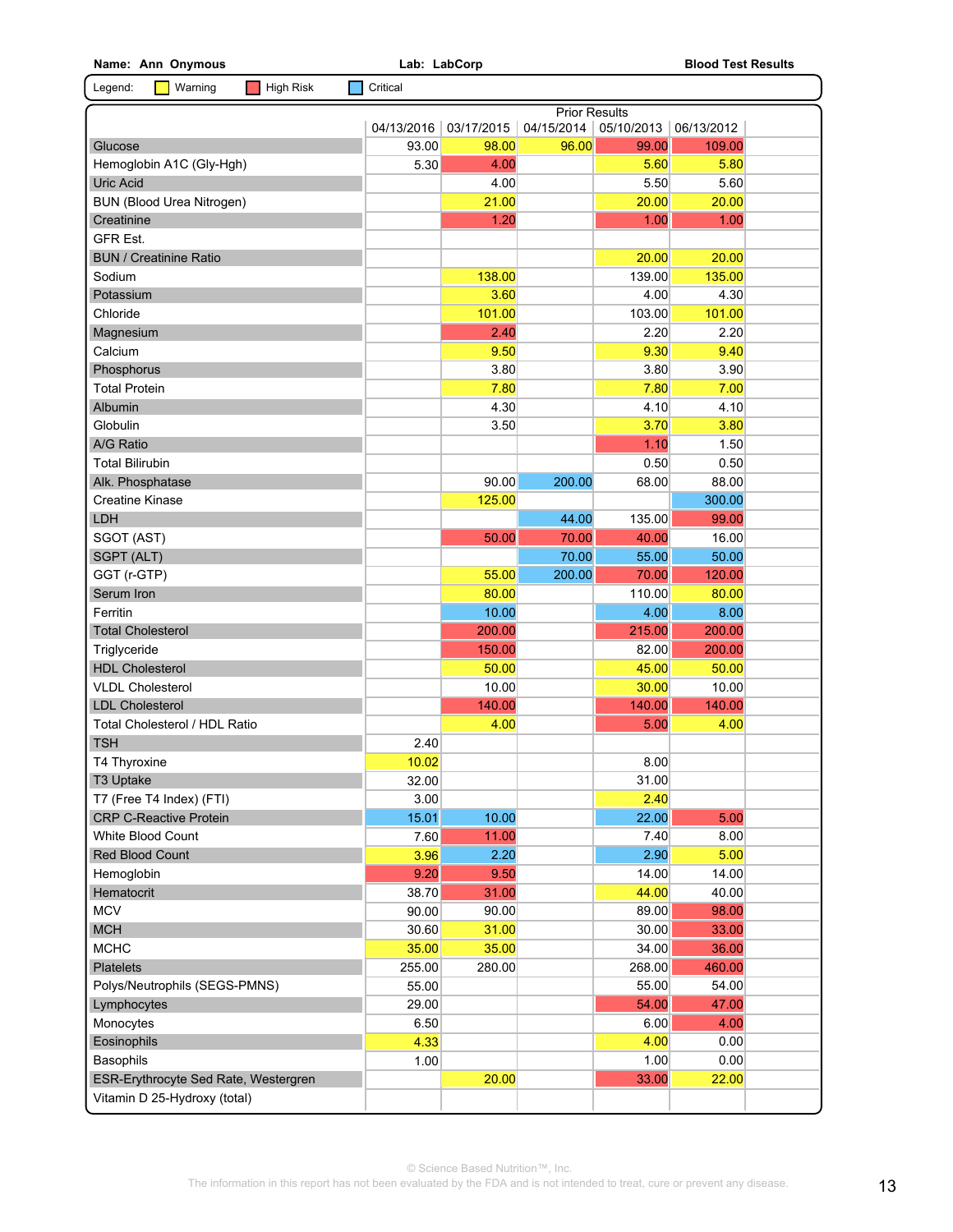**Name: Ann Onymous** **Lab: LabCorp** **Blood Test Results**

Legend: Warning | High Risk | Critical

| | 04/13/2016 | Prior Results 03/17/2015 | 04/15/2014 | 05/10/2013 | 06/13/2012 |
|---|---|---|---|---|---|
| Glucose | 93.00 | 98.00 | 96.00 | 99.00 | 109.00 |
| Hemoglobin A1C (Gly-Hgh) | 5.30 | 4.00 | | 5.60 | 5.80 |
| Uric Acid | | 4.00 | | 5.50 | 5.60 |
| BUN (Blood Urea Nitrogen) | | 21.00 | | 20.00 | 20.00 |
| Creatinine | | 1.20 | | 1.00 | 1.00 |
| GFR Est. | | | | | |
| BUN / Creatinine Ratio | | | | 20.00 | 20.00 |
| Sodium | | 138.00 | | 139.00 | 135.00 |
| Potassium | | 3.60 | | 4.00 | 4.30 |
| Chloride | | 101.00 | | 103.00 | 101.00 |
| Magnesium | | 2.40 | | 2.20 | 2.20 |
| Calcium | | 9.50 | | 9.30 | 9.40 |
| Phosphorus | | 3.80 | | 3.80 | 3.90 |
| Total Protein | | 7.80 | | 7.80 | 7.00 |
| Albumin | | 4.30 | | 4.10 | 4.10 |
| Globulin | | 3.50 | | 3.70 | 3.80 |
| A/G Ratio | | | | 1.10 | 1.50 |
| Total Bilirubin | | | | 0.50 | 0.50 |
| Alk. Phosphatase | | 90.00 | 200.00 | 68.00 | 88.00 |
| Creatine Kinase | | 125.00 | | | 300.00 |
| LDH | | | 44.00 | 135.00 | 99.00 |
| SGOT (AST) | | 50.00 | 70.00 | 40.00 | 16.00 |
| SGPT (ALT) | | | 70.00 | 55.00 | 50.00 |
| GGT (r-GTP) | | 55.00 | 200.00 | 70.00 | 120.00 |
| Serum Iron | | 80.00 | | 110.00 | 80.00 |
| Ferritin | | 10.00 | | 4.00 | 8.00 |
| Total Cholesterol | | 200.00 | | 215.00 | 200.00 |
| Triglyceride | | 150.00 | | 82.00 | 200.00 |
| HDL Cholesterol | | 50.00 | | 45.00 | 50.00 |
| VLDL Cholesterol | | 10.00 | | 30.00 | 10.00 |
| LDL Cholesterol | | 140.00 | | 140.00 | 140.00 |
| Total Cholesterol / HDL Ratio | | 4.00 | | 5.00 | 4.00 |
| TSH | 2.40 | | | | |
| T4 Thyroxine | 10.02 | | | 8.00 | |
| T3 Uptake | 32.00 | | | 31.00 | |
| T7 (Free T4 Index) (FTI) | 3.00 | | | 2.40 | |
| CRP C-Reactive Protein | 15.01 | 10.00 | | 22.00 | 5.00 |
| White Blood Count | 7.60 | 11.00 | | 7.40 | 8.00 |
| Red Blood Count | 3.96 | 2.20 | | 2.90 | 5.00 |
| Hemoglobin | 9.20 | 9.50 | | 14.00 | 14.00 |
| Hematocrit | 38.70 | 31.00 | | 44.00 | 40.00 |
| MCV | 90.00 | 90.00 | | 89.00 | 98.00 |
| MCH | 30.60 | 31.00 | | 30.00 | 33.00 |
| MCHC | 35.00 | 35.00 | | 34.00 | 36.00 |
| Platelets | 255.00 | 280.00 | | 268.00 | 460.00 |
| Polys/Neutrophils (SEGS-PMNS) | 55.00 | | | 55.00 | 54.00 |
| Lymphocytes | 29.00 | | | 54.00 | 47.00 |
| Monocytes | 6.50 | | | 6.00 | 4.00 |
| Eosinophils | 4.33 | | | 4.00 | 0.00 |
| Basophils | 1.00 | | | 1.00 | 0.00 |
| ESR-Erythrocyte Sed Rate, Westergren | | 20.00 | | 33.00 | 22.00 |
| Vitamin D 25-Hydroxy (total) | | | | | |

© Science Based Nutrition™, Inc.
The information in this report has not been evaluated by the FDA and is not intended to treat, cure or prevent any disease.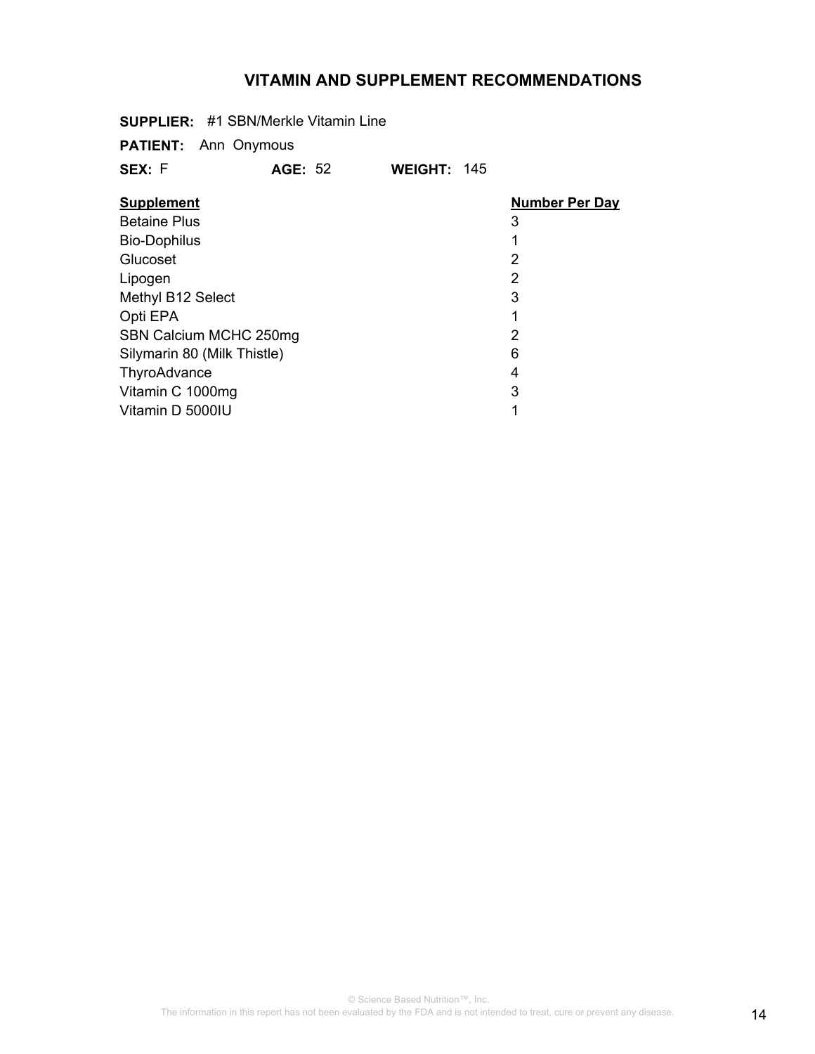## VITAMIN AND SUPPLEMENT RECOMMENDATIONS

**SUPPLIER:** #1 SBN/Merkle Vitamin Line

**PATIENT:** Ann Onymous

**SEX:** F **AGE:** 52 **WEIGHT:** 145

| Supplement | Number Per Day |
|---|---|
| Betaine Plus | 3 |
| Bio-Dophilus | 1 |
| Glucoset | 2 |
| Lipogen | 2 |
| Methyl B12 Select | 3 |
| Opti EPA | 1 |
| SBN Calcium MCHC 250mg | 2 |
| Silymarin 80 (Milk Thistle) | 6 |
| ThyroAdvance | 4 |
| Vitamin C 1000mg | 3 |
| Vitamin D 5000IU | 1 |

© Science Based Nutrition™, Inc.

The information in this report has not been evaluated by the FDA and is not intended to treat, cure or prevent any disease.